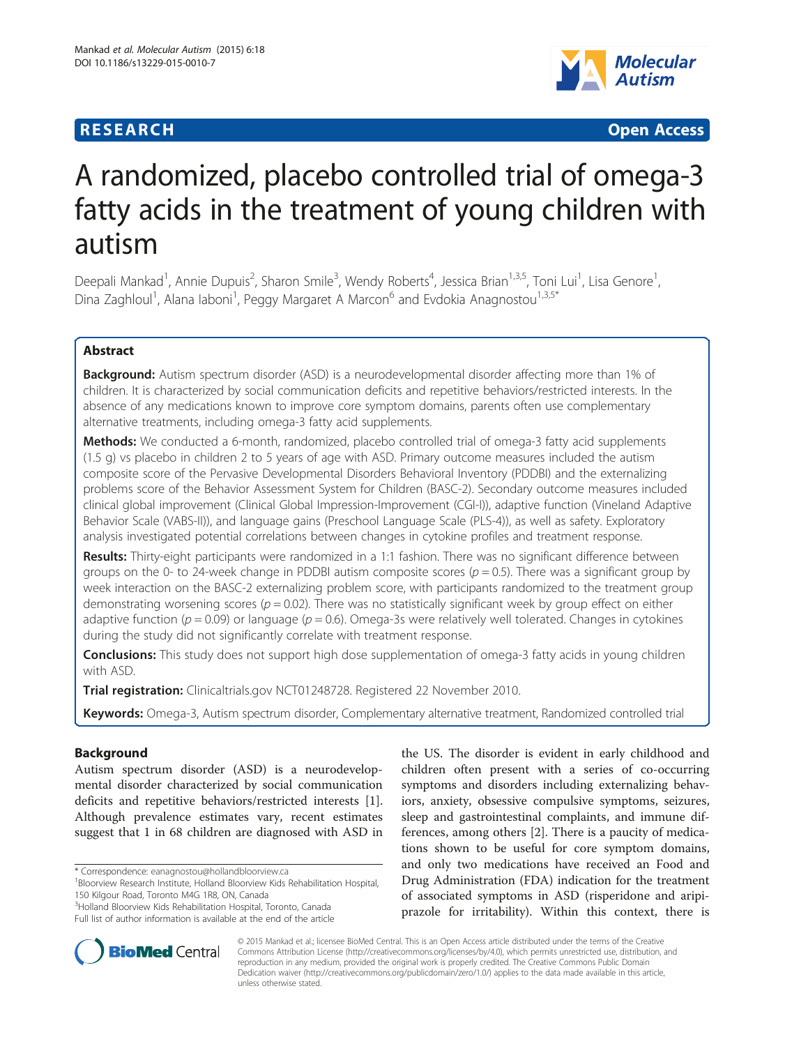RESEARCH Open Access

# A randomized, placebo controlled trial of omega-3 fatty acids in the treatment of young children with autism

Deepali Mankad[1], Annie Dupuis[2], Sharon Smile[3], Wendy Roberts[4], Jessica Brian[1,3,5], Toni Lui[1], Lisa Genore[1], Dina Zaghloul[1], Alana Iaboni[1], Peggy Margaret A Marcon[6] and Evdokia Anagnostou[1,3,5*]

## Abstract

**Background:** Autism spectrum disorder (ASD) is a neurodevelopmental disorder affecting more than 1% of children. It is characterized by social communication deficits and repetitive behaviors/restricted interests. In the absence of any medications known to improve core symptom domains, parents often use complementary alternative treatments, including omega-3 fatty acid supplements.

**Methods:** We conducted a 6-month, randomized, placebo controlled trial of omega-3 fatty acid supplements (1.5 g) vs placebo in children 2 to 5 years of age with ASD. Primary outcome measures included the autism composite score of the Pervasive Developmental Disorders Behavioral Inventory (PDDBI) and the externalizing problems score of the Behavior Assessment System for Children (BASC-2). Secondary outcome measures included clinical global improvement (Clinical Global Impression-Improvement (CGI-I)), adaptive function (Vineland Adaptive Behavior Scale (VABS-II)), and language gains (Preschool Language Scale (PLS-4)), as well as safety. Exploratory analysis investigated potential correlations between changes in cytokine profiles and treatment response.

**Results:** Thirty-eight participants were randomized in a 1:1 fashion. There was no significant difference between groups on the 0- to 24-week change in PDDBI autism composite scores ($p = 0.5$). There was a significant group by week interaction on the BASC-2 externalizing problem score, with participants randomized to the treatment group demonstrating worsening scores ($p = 0.02$). There was no statistically significant week by group effect on either adaptive function ($p = 0.09$) or language ($p = 0.6$). Omega-3s were relatively well tolerated. Changes in cytokines during the study did not significantly correlate with treatment response.

**Conclusions:** This study does not support high dose supplementation of omega-3 fatty acids in young children with ASD.

**Trial registration:** Clinicaltrials.gov NCT01248728. Registered 22 November 2010.

**Keywords:** Omega-3, Autism spectrum disorder, Complementary alternative treatment, Randomized controlled trial

## Background

Autism spectrum disorder (ASD) is a neurodevelopmental disorder characterized by social communication deficits and repetitive behaviors/restricted interests [1]. Although prevalence estimates vary, recent estimates suggest that 1 in 68 children are diagnosed with ASD in the US. The disorder is evident in early childhood and children often present with a series of co-occurring symptoms and disorders including externalizing behaviors, anxiety, obsessive compulsive symptoms, seizures, sleep and gastrointestinal complaints, and immune differences, among others [2]. There is a paucity of medications shown to be useful for core symptom domains, and only two medications have received an Food and Drug Administration (FDA) indication for the treatment of associated symptoms in ASD (risperidone and aripiprazole for irritability). Within this context, there is

\* Correspondence: eanagnostou@hollandbloorview.ca
[1]Bloorview Research Institute, Holland Bloorview Kids Rehabilitation Hospital, 150 Kilgour Road, Toronto M4G 1R8, ON, Canada
[3]Holland Bloorview Kids Rehabilitation Hospital, Toronto, Canada
Full list of author information is available at the end of the article

© 2015 Mankad et al.; licensee BioMed Central. This is an Open Access article distributed under the terms of the Creative Commons Attribution License (http://creativecommons.org/licenses/by/4.0), which permits unrestricted use, distribution, and reproduction in any medium, provided the original work is properly credited. The Creative Commons Public Domain Dedication waiver (http://creativecommons.org/publicdomain/zero/1.0/) applies to the data made available in this article, unless otherwise stated.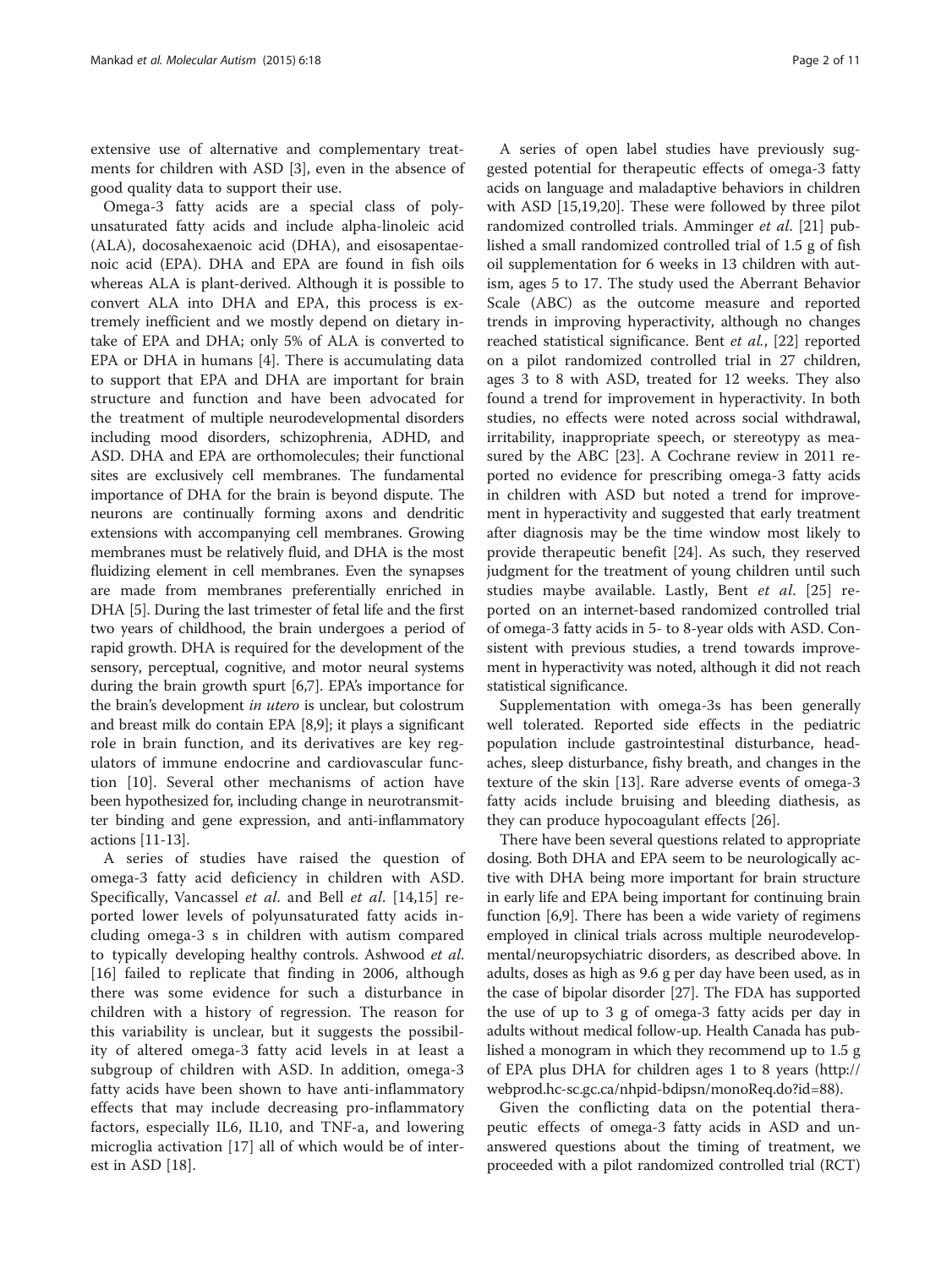extensive use of alternative and complementary treatments for children with ASD [3], even in the absence of good quality data to support their use.

Omega-3 fatty acids are a special class of polyunsaturated fatty acids and include alpha-linoleic acid (ALA), docosahexaenoic acid (DHA), and eisosapentaenoic acid (EPA). DHA and EPA are found in fish oils whereas ALA is plant-derived. Although it is possible to convert ALA into DHA and EPA, this process is extremely inefficient and we mostly depend on dietary intake of EPA and DHA; only 5% of ALA is converted to EPA or DHA in humans [4]. There is accumulating data to support that EPA and DHA are important for brain structure and function and have been advocated for the treatment of multiple neurodevelopmental disorders including mood disorders, schizophrenia, ADHD, and ASD. DHA and EPA are orthomolecules; their functional sites are exclusively cell membranes. The fundamental importance of DHA for the brain is beyond dispute. The neurons are continually forming axons and dendritic extensions with accompanying cell membranes. Growing membranes must be relatively fluid, and DHA is the most fluidizing element in cell membranes. Even the synapses are made from membranes preferentially enriched in DHA [5]. During the last trimester of fetal life and the first two years of childhood, the brain undergoes a period of rapid growth. DHA is required for the development of the sensory, perceptual, cognitive, and motor neural systems during the brain growth spurt [6,7]. EPA's importance for the brain's development *in utero* is unclear, but colostrum and breast milk do contain EPA [8,9]; it plays a significant role in brain function, and its derivatives are key regulators of immune endocrine and cardiovascular function [10]. Several other mechanisms of action have been hypothesized for, including change in neurotransmitter binding and gene expression, and anti-inflammatory actions [11-13].

A series of studies have raised the question of omega-3 fatty acid deficiency in children with ASD. Specifically, Vancassel *et al*. and Bell *et al*. [14,15] reported lower levels of polyunsaturated fatty acids including omega-3 s in children with autism compared to typically developing healthy controls. Ashwood *et al*. [16] failed to replicate that finding in 2006, although there was some evidence for such a disturbance in children with a history of regression. The reason for this variability is unclear, but it suggests the possibility of altered omega-3 fatty acid levels in at least a subgroup of children with ASD. In addition, omega-3 fatty acids have been shown to have anti-inflammatory effects that may include decreasing pro-inflammatory factors, especially IL6, IL10, and TNF-a, and lowering microglia activation [17] all of which would be of interest in ASD [18].

A series of open label studies have previously suggested potential for therapeutic effects of omega-3 fatty acids on language and maladaptive behaviors in children with ASD [15,19,20]. These were followed by three pilot randomized controlled trials. Amminger *et al*. [21] published a small randomized controlled trial of 1.5 g of fish oil supplementation for 6 weeks in 13 children with autism, ages 5 to 17. The study used the Aberrant Behavior Scale (ABC) as the outcome measure and reported trends in improving hyperactivity, although no changes reached statistical significance. Bent *et al.*, [22] reported on a pilot randomized controlled trial in 27 children, ages 3 to 8 with ASD, treated for 12 weeks. They also found a trend for improvement in hyperactivity. In both studies, no effects were noted across social withdrawal, irritability, inappropriate speech, or stereotypy as measured by the ABC [23]. A Cochrane review in 2011 reported no evidence for prescribing omega-3 fatty acids in children with ASD but noted a trend for improvement in hyperactivity and suggested that early treatment after diagnosis may be the time window most likely to provide therapeutic benefit [24]. As such, they reserved judgment for the treatment of young children until such studies maybe available. Lastly, Bent *et al*. [25] reported on an internet-based randomized controlled trial of omega-3 fatty acids in 5- to 8-year olds with ASD. Consistent with previous studies, a trend towards improvement in hyperactivity was noted, although it did not reach statistical significance.

Supplementation with omega-3s has been generally well tolerated. Reported side effects in the pediatric population include gastrointestinal disturbance, headaches, sleep disturbance, fishy breath, and changes in the texture of the skin [13]. Rare adverse events of omega-3 fatty acids include bruising and bleeding diathesis, as they can produce hypocoagulant effects [26].

There have been several questions related to appropriate dosing. Both DHA and EPA seem to be neurologically active with DHA being more important for brain structure in early life and EPA being important for continuing brain function [6,9]. There has been a wide variety of regimens employed in clinical trials across multiple neurodevelopmental/neuropsychiatric disorders, as described above. In adults, doses as high as 9.6 g per day have been used, as in the case of bipolar disorder [27]. The FDA has supported the use of up to 3 g of omega-3 fatty acids per day in adults without medical follow-up. Health Canada has published a monogram in which they recommend up to 1.5 g of EPA plus DHA for children ages 1 to 8 years (http://webprod.hc-sc.gc.ca/nhpid-bdipsn/monoReq.do?id=88).

Given the conflicting data on the potential therapeutic effects of omega-3 fatty acids in ASD and unanswered questions about the timing of treatment, we proceeded with a pilot randomized controlled trial (RCT)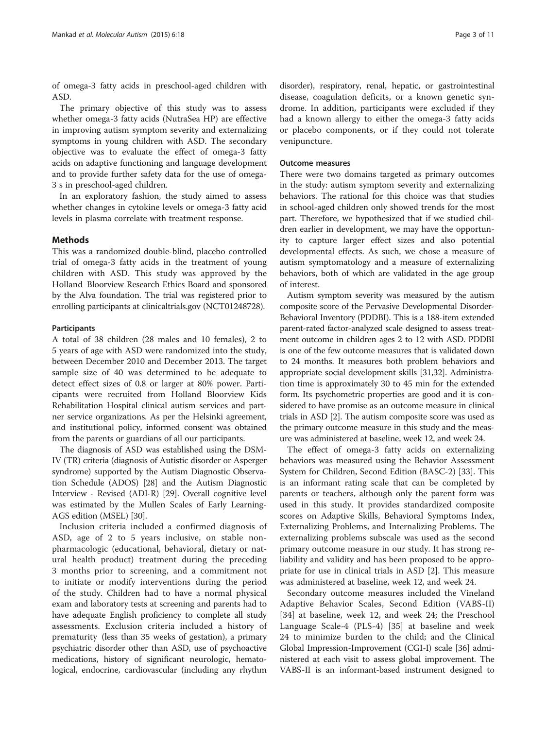of omega-3 fatty acids in preschool-aged children with ASD.

The primary objective of this study was to assess whether omega-3 fatty acids (NutraSea HP) are effective in improving autism symptom severity and externalizing symptoms in young children with ASD. The secondary objective was to evaluate the effect of omega-3 fatty acids on adaptive functioning and language development and to provide further safety data for the use of omega-3 s in preschool-aged children.

In an exploratory fashion, the study aimed to assess whether changes in cytokine levels or omega-3 fatty acid levels in plasma correlate with treatment response.

## Methods

This was a randomized double-blind, placebo controlled trial of omega-3 fatty acids in the treatment of young children with ASD. This study was approved by the Holland Bloorview Research Ethics Board and sponsored by the Alva foundation. The trial was registered prior to enrolling participants at clinicaltrials.gov (NCT01248728).

### Participants

A total of 38 children (28 males and 10 females), 2 to 5 years of age with ASD were randomized into the study, between December 2010 and December 2013. The target sample size of 40 was determined to be adequate to detect effect sizes of 0.8 or larger at 80% power. Participants were recruited from Holland Bloorview Kids Rehabilitation Hospital clinical autism services and partner service organizations. As per the Helsinki agreement, and institutional policy, informed consent was obtained from the parents or guardians of all our participants.

The diagnosis of ASD was established using the DSM-IV (TR) criteria (diagnosis of Autistic disorder or Asperger syndrome) supported by the Autism Diagnostic Observation Schedule (ADOS) [28] and the Autism Diagnostic Interview - Revised (ADI-R) [29]. Overall cognitive level was estimated by the Mullen Scales of Early Learning-AGS edition (MSEL) [30].

Inclusion criteria included a confirmed diagnosis of ASD, age of 2 to 5 years inclusive, on stable non-pharmacologic (educational, behavioral, dietary or natural health product) treatment during the preceding 3 months prior to screening, and a commitment not to initiate or modify interventions during the period of the study. Children had to have a normal physical exam and laboratory tests at screening and parents had to have adequate English proficiency to complete all study assessments. Exclusion criteria included a history of prematurity (less than 35 weeks of gestation), a primary psychiatric disorder other than ASD, use of psychoactive medications, history of significant neurologic, hematological, endocrine, cardiovascular (including any rhythm disorder), respiratory, renal, hepatic, or gastrointestinal disease, coagulation deficits, or a known genetic syndrome. In addition, participants were excluded if they had a known allergy to either the omega-3 fatty acids or placebo components, or if they could not tolerate venipuncture.

### Outcome measures

There were two domains targeted as primary outcomes in the study: autism symptom severity and externalizing behaviors. The rational for this choice was that studies in school-aged children only showed trends for the most part. Therefore, we hypothesized that if we studied children earlier in development, we may have the opportunity to capture larger effect sizes and also potential developmental effects. As such, we chose a measure of autism symptomatology and a measure of externalizing behaviors, both of which are validated in the age group of interest.

Autism symptom severity was measured by the autism composite score of the Pervasive Developmental Disorder-Behavioral Inventory (PDDBI). This is a 188-item extended parent-rated factor-analyzed scale designed to assess treatment outcome in children ages 2 to 12 with ASD. PDDBI is one of the few outcome measures that is validated down to 24 months. It measures both problem behaviors and appropriate social development skills [31,32]. Administration time is approximately 30 to 45 min for the extended form. Its psychometric properties are good and it is considered to have promise as an outcome measure in clinical trials in ASD [2]. The autism composite score was used as the primary outcome measure in this study and the measure was administered at baseline, week 12, and week 24.

The effect of omega-3 fatty acids on externalizing behaviors was measured using the Behavior Assessment System for Children, Second Edition (BASC-2) [33]. This is an informant rating scale that can be completed by parents or teachers, although only the parent form was used in this study. It provides standardized composite scores on Adaptive Skills, Behavioral Symptoms Index, Externalizing Problems, and Internalizing Problems. The externalizing problems subscale was used as the second primary outcome measure in our study. It has strong reliability and validity and has been proposed to be appropriate for use in clinical trials in ASD [2]. This measure was administered at baseline, week 12, and week 24.

Secondary outcome measures included the Vineland Adaptive Behavior Scales, Second Edition (VABS-II) [34] at baseline, week 12, and week 24; the Preschool Language Scale-4 (PLS-4) [35] at baseline and week 24 to minimize burden to the child; and the Clinical Global Impression-Improvement (CGI-I) scale [36] administered at each visit to assess global improvement. The VABS-II is an informant-based instrument designed to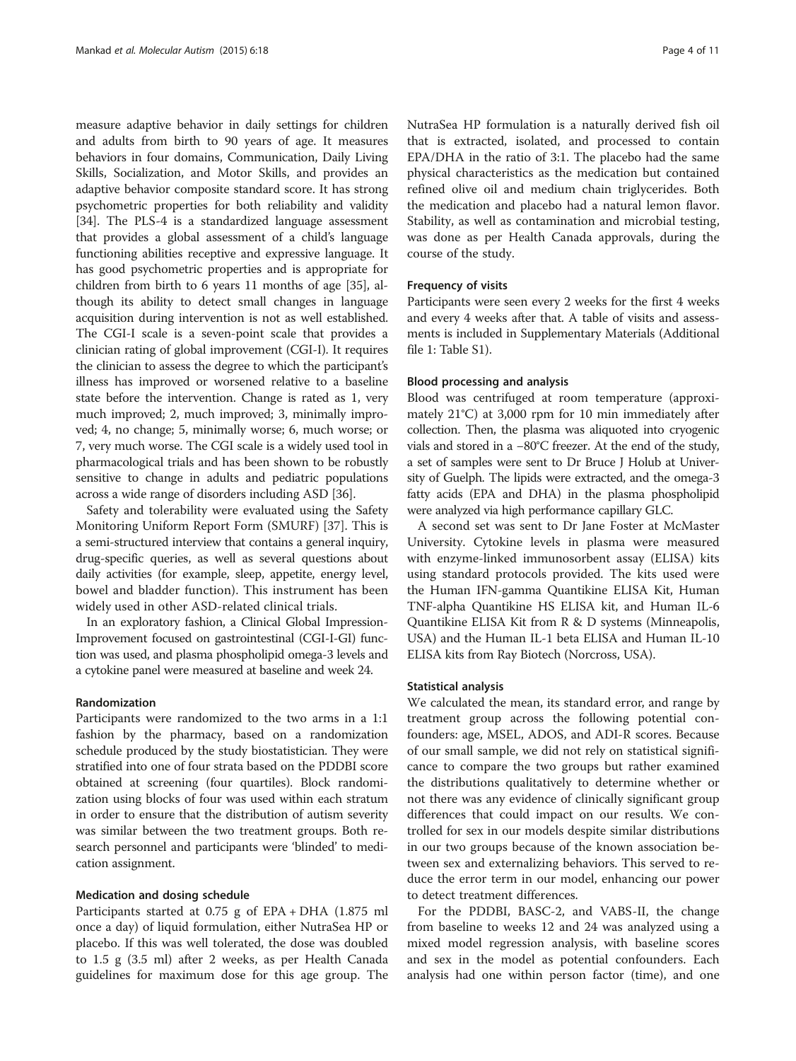measure adaptive behavior in daily settings for children and adults from birth to 90 years of age. It measures behaviors in four domains, Communication, Daily Living Skills, Socialization, and Motor Skills, and provides an adaptive behavior composite standard score. It has strong psychometric properties for both reliability and validity [34]. The PLS-4 is a standardized language assessment that provides a global assessment of a child's language functioning abilities receptive and expressive language. It has good psychometric properties and is appropriate for children from birth to 6 years 11 months of age [35], although its ability to detect small changes in language acquisition during intervention is not as well established. The CGI-I scale is a seven-point scale that provides a clinician rating of global improvement (CGI-I). It requires the clinician to assess the degree to which the participant's illness has improved or worsened relative to a baseline state before the intervention. Change is rated as 1, very much improved; 2, much improved; 3, minimally improved; 4, no change; 5, minimally worse; 6, much worse; or 7, very much worse. The CGI scale is a widely used tool in pharmacological trials and has been shown to be robustly sensitive to change in adults and pediatric populations across a wide range of disorders including ASD [36].

Safety and tolerability were evaluated using the Safety Monitoring Uniform Report Form (SMURF) [37]. This is a semi-structured interview that contains a general inquiry, drug-specific queries, as well as several questions about daily activities (for example, sleep, appetite, energy level, bowel and bladder function). This instrument has been widely used in other ASD-related clinical trials.

In an exploratory fashion, a Clinical Global Impression-Improvement focused on gastrointestinal (CGI-I-GI) function was used, and plasma phospholipid omega-3 levels and a cytokine panel were measured at baseline and week 24.

### Randomization

Participants were randomized to the two arms in a 1:1 fashion by the pharmacy, based on a randomization schedule produced by the study biostatistician. They were stratified into one of four strata based on the PDDBI score obtained at screening (four quartiles). Block randomization using blocks of four was used within each stratum in order to ensure that the distribution of autism severity was similar between the two treatment groups. Both research personnel and participants were 'blinded' to medication assignment.

### Medication and dosing schedule

Participants started at 0.75 g of EPA + DHA (1.875 ml once a day) of liquid formulation, either NutraSea HP or placebo. If this was well tolerated, the dose was doubled to 1.5 g (3.5 ml) after 2 weeks, as per Health Canada guidelines for maximum dose for this age group. The NutraSea HP formulation is a naturally derived fish oil that is extracted, isolated, and processed to contain EPA/DHA in the ratio of 3:1. The placebo had the same physical characteristics as the medication but contained refined olive oil and medium chain triglycerides. Both the medication and placebo had a natural lemon flavor. Stability, as well as contamination and microbial testing, was done as per Health Canada approvals, during the course of the study.

### Frequency of visits

Participants were seen every 2 weeks for the first 4 weeks and every 4 weeks after that. A table of visits and assessments is included in Supplementary Materials (Additional file 1: Table S1).

### Blood processing and analysis

Blood was centrifuged at room temperature (approximately 21°C) at 3,000 rpm for 10 min immediately after collection. Then, the plasma was aliquoted into cryogenic vials and stored in a −80°C freezer. At the end of the study, a set of samples were sent to Dr Bruce J Holub at University of Guelph. The lipids were extracted, and the omega-3 fatty acids (EPA and DHA) in the plasma phospholipid were analyzed via high performance capillary GLC.

A second set was sent to Dr Jane Foster at McMaster University. Cytokine levels in plasma were measured with enzyme-linked immunosorbent assay (ELISA) kits using standard protocols provided. The kits used were the Human IFN-gamma Quantikine ELISA Kit, Human TNF-alpha Quantikine HS ELISA kit, and Human IL-6 Quantikine ELISA Kit from R & D systems (Minneapolis, USA) and the Human IL-1 beta ELISA and Human IL-10 ELISA kits from Ray Biotech (Norcross, USA).

### Statistical analysis

We calculated the mean, its standard error, and range by treatment group across the following potential confounders: age, MSEL, ADOS, and ADI-R scores. Because of our small sample, we did not rely on statistical significance to compare the two groups but rather examined the distributions qualitatively to determine whether or not there was any evidence of clinically significant group differences that could impact on our results. We controlled for sex in our models despite similar distributions in our two groups because of the known association between sex and externalizing behaviors. This served to reduce the error term in our model, enhancing our power to detect treatment differences.

For the PDDBI, BASC-2, and VABS-II, the change from baseline to weeks 12 and 24 was analyzed using a mixed model regression analysis, with baseline scores and sex in the model as potential confounders. Each analysis had one within person factor (time), and one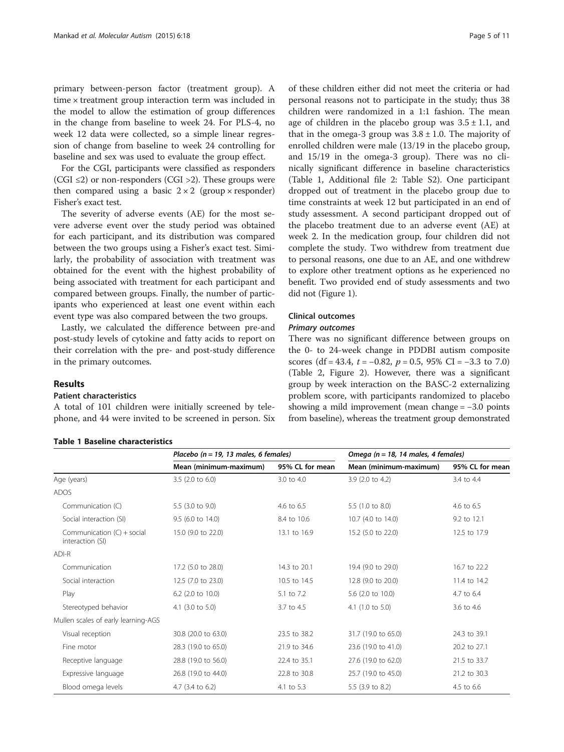primary between-person factor (treatment group). A time × treatment group interaction term was included in the model to allow the estimation of group differences in the change from baseline to week 24. For PLS-4, no week 12 data were collected, so a simple linear regression of change from baseline to week 24 controlling for baseline and sex was used to evaluate the group effect.

For the CGI, participants were classified as responders (CGI ≤2) or non-responders (CGI >2). These groups were then compared using a basic 2 × 2 (group × responder) Fisher's exact test.

The severity of adverse events (AE) for the most severe adverse event over the study period was obtained for each participant, and its distribution was compared between the two groups using a Fisher's exact test. Similarly, the probability of association with treatment was obtained for the event with the highest probability of being associated with treatment for each participant and compared between groups. Finally, the number of participants who experienced at least one event within each event type was also compared between the two groups.

Lastly, we calculated the difference between pre-and post-study levels of cytokine and fatty acids to report on their correlation with the pre- and post-study difference in the primary outcomes.

## Results

### Patient characteristics

A total of 101 children were initially screened by telephone, and 44 were invited to be screened in person. Six of these children either did not meet the criteria or had personal reasons not to participate in the study; thus 38 children were randomized in a 1:1 fashion. The mean age of children in the placebo group was 3.5 ± 1.1, and that in the omega-3 group was 3.8 ± 1.0. The majority of enrolled children were male (13/19 in the placebo group, and 15/19 in the omega-3 group). There was no clinically significant difference in baseline characteristics (Table 1, Additional file 2: Table S2). One participant dropped out of treatment in the placebo group due to time constraints at week 12 but participated in an end of study assessment. A second participant dropped out of the placebo treatment due to an adverse event (AE) at week 2. In the medication group, four children did not complete the study. Two withdrew from treatment due to personal reasons, one due to an AE, and one withdrew to explore other treatment options as he experienced no benefit. Two provided end of study assessments and two did not (Figure 1).

### Clinical outcomes

#### Primary outcomes

There was no significant difference between groups on the 0- to 24-week change in PDDBI autism composite scores (df = 43.4, $t = -0.82$, $p = 0.5$, 95% CI = −3.3 to 7.0) (Table 2, Figure 2). However, there was a significant group by week interaction on the BASC-2 externalizing problem score, with participants randomized to placebo showing a mild improvement (mean change = −3.0 points from baseline), whereas the treatment group demonstrated

**Table 1 Baseline characteristics**

| | *Placebo (n = 19, 13 males, 6 females)* | | *Omega (n = 18, 14 males, 4 females)* | |
|---|---|---|---|---|
| | Mean (minimum-maximum) | 95% CL for mean | Mean (minimum-maximum) | 95% CL for mean |
| Age (years) | 3.5 (2.0 to 6.0) | 3.0 to 4.0 | 3.9 (2.0 to 4.2) | 3.4 to 4.4 |
| ADOS | | | | |
| Communication (C) | 5.5 (3.0 to 9.0) | 4.6 to 6.5 | 5.5 (1.0 to 8.0) | 4.6 to 6.5 |
| Social interaction (SI) | 9.5 (6.0 to 14.0) | 8.4 to 10.6 | 10.7 (4.0 to 14.0) | 9.2 to 12.1 |
| Communication (C) + social interaction (SI) | 15.0 (9.0 to 22.0) | 13.1 to 16.9 | 15.2 (5.0 to 22.0) | 12.5 to 17.9 |
| ADI-R | | | | |
| Communication | 17.2 (5.0 to 28.0) | 14.3 to 20.1 | 19.4 (9.0 to 29.0) | 16.7 to 22.2 |
| Social interaction | 12.5 (7.0 to 23.0) | 10.5 to 14.5 | 12.8 (9.0 to 20.0) | 11.4 to 14.2 |
| Play | 6.2 (2.0 to 10.0) | 5.1 to 7.2 | 5.6 (2.0 to 10.0) | 4.7 to 6.4 |
| Stereotyped behavior | 4.1 (3.0 to 5.0) | 3.7 to 4.5 | 4.1 (1.0 to 5.0) | 3.6 to 4.6 |
| Mullen scales of early learning-AGS | | | | |
| Visual reception | 30.8 (20.0 to 63.0) | 23.5 to 38.2 | 31.7 (19.0 to 65.0) | 24.3 to 39.1 |
| Fine motor | 28.3 (19.0 to 65.0) | 21.9 to 34.6 | 23.6 (19.0 to 41.0) | 20.2 to 27.1 |
| Receptive language | 28.8 (19.0 to 56.0) | 22.4 to 35.1 | 27.6 (19.0 to 62.0) | 21.5 to 33.7 |
| Expressive language | 26.8 (19.0 to 44.0) | 22.8 to 30.8 | 25.7 (19.0 to 45.0) | 21.2 to 30.3 |
| Blood omega levels | 4.7 (3.4 to 6.2) | 4.1 to 5.3 | 5.5 (3.9 to 8.2) | 4.5 to 6.6 |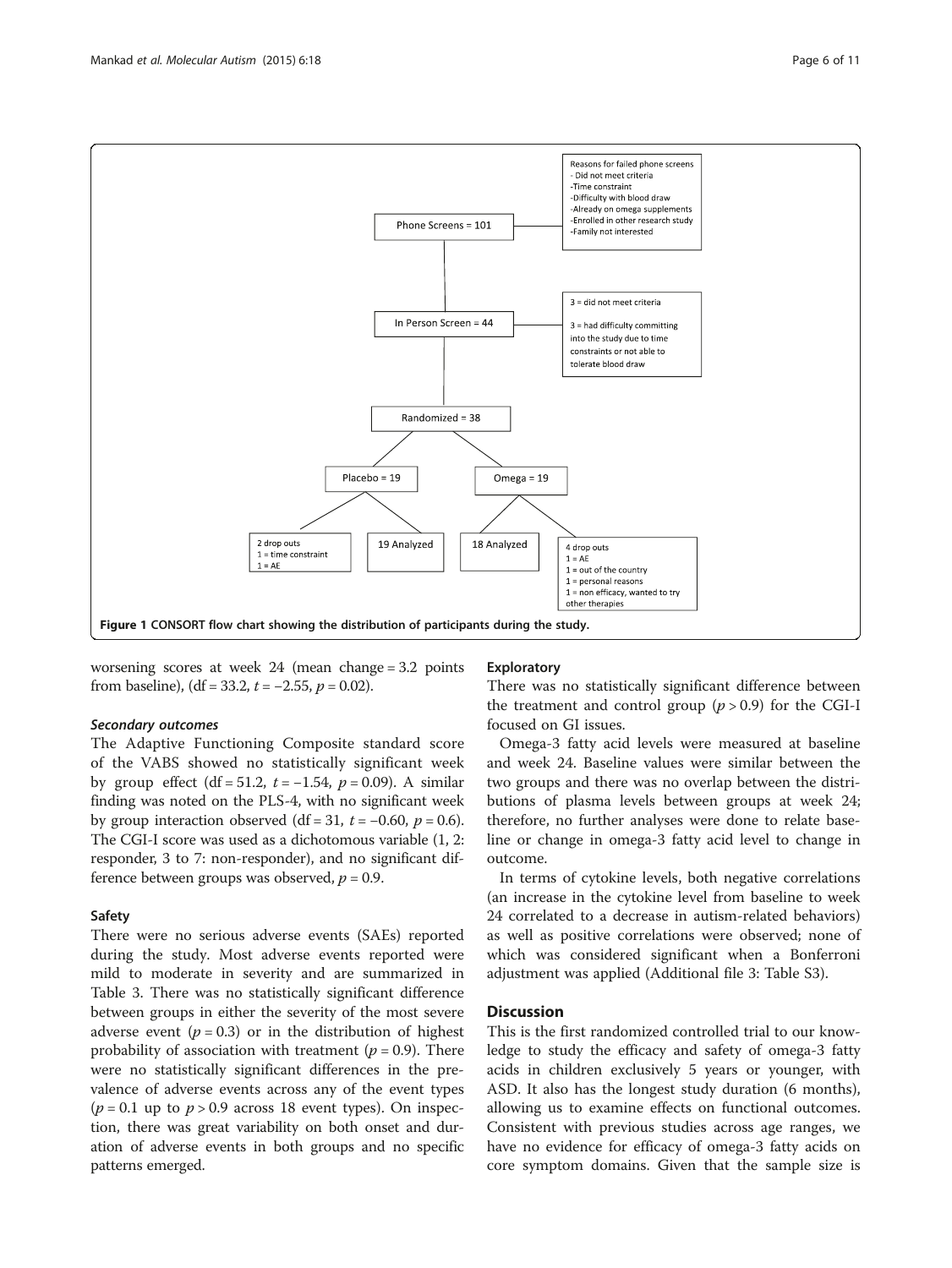Reasons for failed phone screens
- Did not meet criteria
-Time constraint
-Difficulty with blood draw
-Already on omega supplements
-Enrolled in other research study
-Family not interested

Phone Screens = 101

In Person Screen = 44

3 = did not meet criteria

3 = had difficulty committing into the study due to time constraints or not able to tolerate blood draw

Randomized = 38

Placebo = 19

Omega = 19

2 drop outs
1 = time constraint
1 = AE

19 Analyzed

18 Analyzed

4 drop outs
1 = AE
1 = out of the country
1 = personal reasons
1 = non efficacy, wanted to try other therapies

**Figure 1 CONSORT flow chart showing the distribution of participants during the study.**

worsening scores at week 24 (mean change = 3.2 points from baseline), (df = 33.2, $t = -2.55$, $p = 0.02$).

#### *Secondary outcomes*

The Adaptive Functioning Composite standard score of the VABS showed no statistically significant week by group effect (df = 51.2, $t = -1.54$, $p = 0.09$). A similar finding was noted on the PLS-4, with no significant week by group interaction observed (df = 31, $t = -0.60$, $p = 0.6$). The CGI-I score was used as a dichotomous variable (1, 2: responder, 3 to 7: non-responder), and no significant difference between groups was observed, $p = 0.9$.

### Safety

There were no serious adverse events (SAEs) reported during the study. Most adverse events reported were mild to moderate in severity and are summarized in Table 3. There was no statistically significant difference between groups in either the severity of the most severe adverse event ($p = 0.3$) or in the distribution of highest probability of association with treatment ($p = 0.9$). There were no statistically significant differences in the prevalence of adverse events across any of the event types ($p = 0.1$ up to $p > 0.9$ across 18 event types). On inspection, there was great variability on both onset and duration of adverse events in both groups and no specific patterns emerged.

### Exploratory

There was no statistically significant difference between the treatment and control group ($p > 0.9$) for the CGI-I focused on GI issues.

Omega-3 fatty acid levels were measured at baseline and week 24. Baseline values were similar between the two groups and there was no overlap between the distributions of plasma levels between groups at week 24; therefore, no further analyses were done to relate baseline or change in omega-3 fatty acid level to change in outcome.

In terms of cytokine levels, both negative correlations (an increase in the cytokine level from baseline to week 24 correlated to a decrease in autism-related behaviors) as well as positive correlations were observed; none of which was considered significant when a Bonferroni adjustment was applied (Additional file 3: Table S3).

## Discussion

This is the first randomized controlled trial to our knowledge to study the efficacy and safety of omega-3 fatty acids in children exclusively 5 years or younger, with ASD. It also has the longest study duration (6 months), allowing us to examine effects on functional outcomes. Consistent with previous studies across age ranges, we have no evidence for efficacy of omega-3 fatty acids on core symptom domains. Given that the sample size is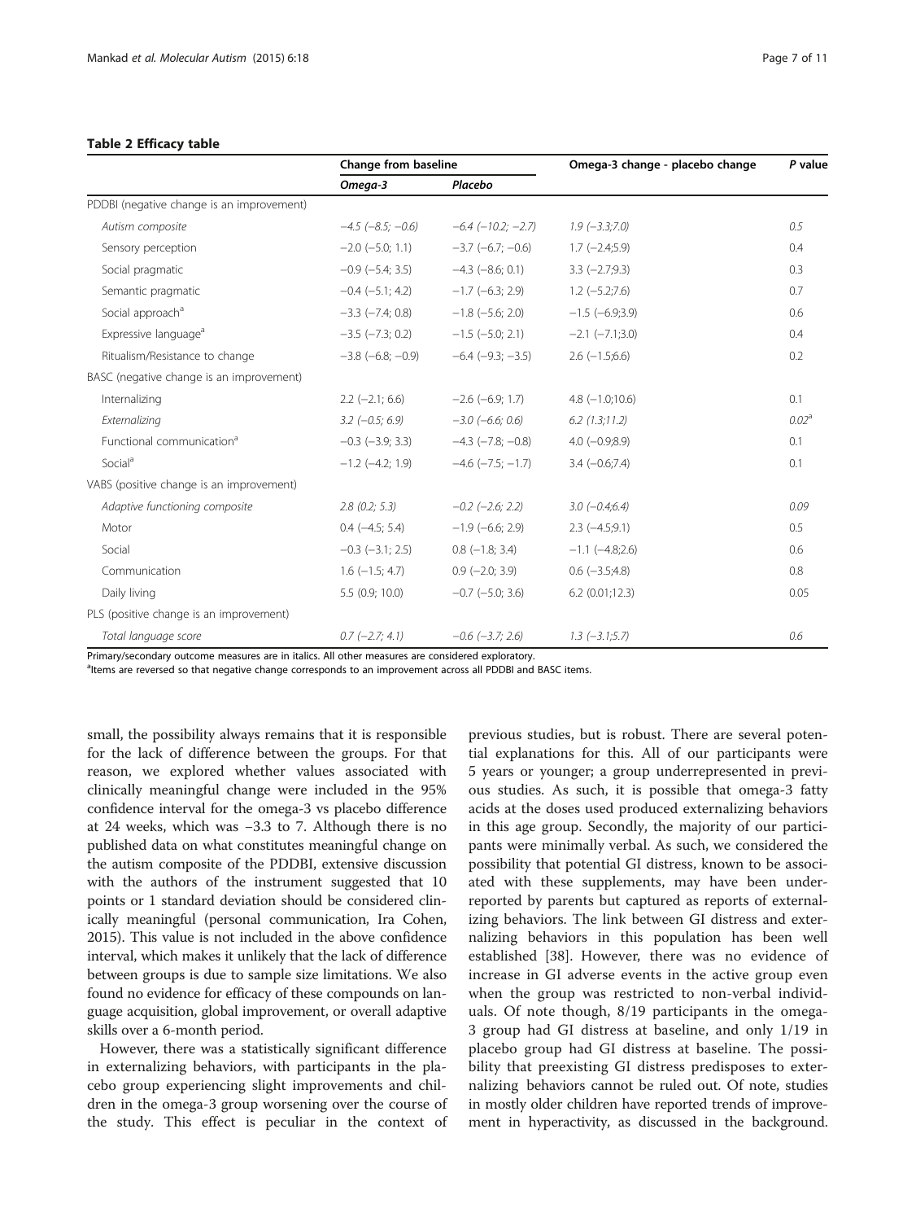**Table 2 Efficacy table**

| | Change from baseline | | Omega-3 change - placebo change | P value |
|---|---|---|---|---|
| | *Omega-3* | *Placebo* | | |
| PDDBI (negative change is an improvement) | | | | |
| *Autism composite* | *−4.5 (−8.5; −0.6)* | *−6.4 (−10.2; −2.7)* | *1.9 (−3.3;7.0)* | *0.5* |
| Sensory perception | −2.0 (−5.0; 1.1) | −3.7 (−6.7; −0.6) | 1.7 (−2.4;5.9) | 0.4 |
| Social pragmatic | −0.9 (−5.4; 3.5) | −4.3 (−8.6; 0.1) | 3.3 (−2.7;9.3) | 0.3 |
| Semantic pragmatic | −0.4 (−5.1; 4.2) | −1.7 (−6.3; 2.9) | 1.2 (−5.2;7.6) | 0.7 |
| Social approach[a] | −3.3 (−7.4; 0.8) | −1.8 (−5.6; 2.0) | −1.5 (−6.9;3.9) | 0.6 |
| Expressive language[a] | −3.5 (−7.3; 0.2) | −1.5 (−5.0; 2.1) | −2.1 (−7.1;3.0) | 0.4 |
| Ritualism/Resistance to change | −3.8 (−6.8; −0.9) | −6.4 (−9.3; −3.5) | 2.6 (−1.5;6.6) | 0.2 |
| BASC (negative change is an improvement) | | | | |
| Internalizing | 2.2 (−2.1; 6.6) | −2.6 (−6.9; 1.7) | 4.8 (−1.0;10.6) | 0.1 |
| *Externalizing* | *3.2 (−0.5; 6.9)* | *−3.0 (−6.6; 0.6)* | *6.2 (1.3;11.2)* | *0.02*[a] |
| Functional communication[a] | −0.3 (−3.9; 3.3) | −4.3 (−7.8; −0.8) | 4.0 (−0.9;8.9) | 0.1 |
| Social[a] | −1.2 (−4.2; 1.9) | −4.6 (−7.5; −1.7) | 3.4 (−0.6;7.4) | 0.1 |
| VABS (positive change is an improvement) | | | | |
| *Adaptive functioning composite* | *2.8 (0.2; 5.3)* | *−0.2 (−2.6; 2.2)* | *3.0 (−0.4;6.4)* | *0.09* |
| Motor | 0.4 (−4.5; 5.4) | −1.9 (−6.6; 2.9) | 2.3 (−4.5;9.1) | 0.5 |
| Social | −0.3 (−3.1; 2.5) | 0.8 (−1.8; 3.4) | −1.1 (−4.8;2.6) | 0.6 |
| Communication | 1.6 (−1.5; 4.7) | 0.9 (−2.0; 3.9) | 0.6 (−3.5;4.8) | 0.8 |
| Daily living | 5.5 (0.9; 10.0) | −0.7 (−5.0; 3.6) | 6.2 (0.01;12.3) | 0.05 |
| PLS (positive change is an improvement) | | | | |
| *Total language score* | *0.7 (−2.7; 4.1)* | *−0.6 (−3.7; 2.6)* | *1.3 (−3.1;5.7)* | *0.6* |

Primary/secondary outcome measures are in italics. All other measures are considered exploratory.
[a]Items are reversed so that negative change corresponds to an improvement across all PDDBI and BASC items.

small, the possibility always remains that it is responsible for the lack of difference between the groups. For that reason, we explored whether values associated with clinically meaningful change were included in the 95% confidence interval for the omega-3 vs placebo difference at 24 weeks, which was −3.3 to 7. Although there is no published data on what constitutes meaningful change on the autism composite of the PDDBI, extensive discussion with the authors of the instrument suggested that 10 points or 1 standard deviation should be considered clinically meaningful (personal communication, Ira Cohen, 2015). This value is not included in the above confidence interval, which makes it unlikely that the lack of difference between groups is due to sample size limitations. We also found no evidence for efficacy of these compounds on language acquisition, global improvement, or overall adaptive skills over a 6-month period.

However, there was a statistically significant difference in externalizing behaviors, with participants in the placebo group experiencing slight improvements and children in the omega-3 group worsening over the course of the study. This effect is peculiar in the context of previous studies, but is robust. There are several potential explanations for this. All of our participants were 5 years or younger; a group underrepresented in previous studies. As such, it is possible that omega-3 fatty acids at the doses used produced externalizing behaviors in this age group. Secondly, the majority of our participants were minimally verbal. As such, we considered the possibility that potential GI distress, known to be associated with these supplements, may have been underreported by parents but captured as reports of externalizing behaviors. The link between GI distress and externalizing behaviors in this population has been well established [38]. However, there was no evidence of increase in GI adverse events in the active group even when the group was restricted to non-verbal individuals. Of note though, 8/19 participants in the omega-3 group had GI distress at baseline, and only 1/19 in placebo group had GI distress at baseline. The possibility that preexisting GI distress predisposes to externalizing behaviors cannot be ruled out. Of note, studies in mostly older children have reported trends of improvement in hyperactivity, as discussed in the background.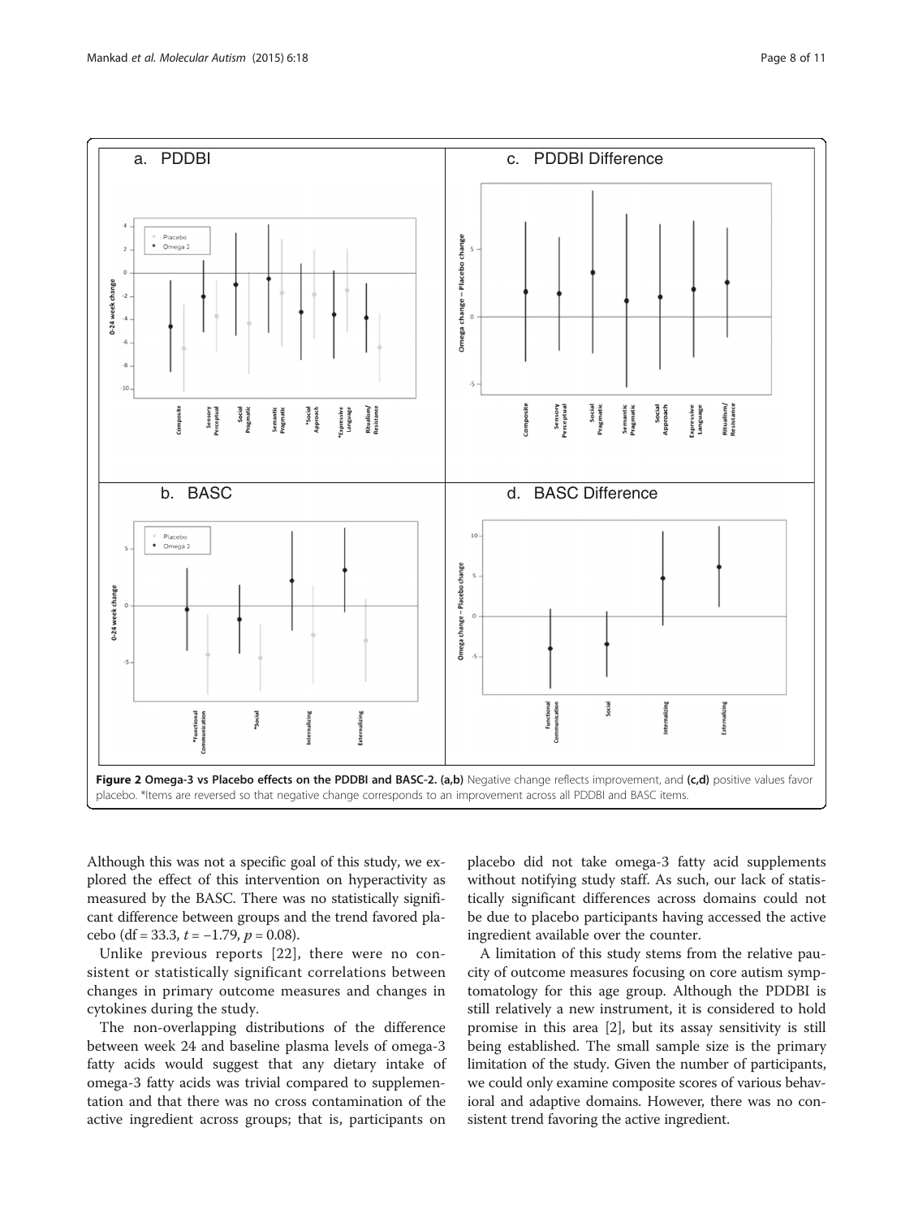**Figure 2 Omega-3 vs Placebo effects on the PDDBI and BASC-2. (a,b)** Negative change reflects improvement, and **(c,d)** positive values favor placebo. *Items are reversed so that negative change corresponds to an improvement across all PDDBI and BASC items.

Although this was not a specific goal of this study, we explored the effect of this intervention on hyperactivity as measured by the BASC. There was no statistically significant difference between groups and the trend favored placebo (df = 33.3, $t = -1.79$, $p = 0.08$).

Unlike previous reports [22], there were no consistent or statistically significant correlations between changes in primary outcome measures and changes in cytokines during the study.

The non-overlapping distributions of the difference between week 24 and baseline plasma levels of omega-3 fatty acids would suggest that any dietary intake of omega-3 fatty acids was trivial compared to supplementation and that there was no cross contamination of the active ingredient across groups; that is, participants on placebo did not take omega-3 fatty acid supplements without notifying study staff. As such, our lack of statistically significant differences across domains could not be due to placebo participants having accessed the active ingredient available over the counter.

A limitation of this study stems from the relative paucity of outcome measures focusing on core autism symptomatology for this age group. Although the PDDBI is still relatively a new instrument, it is considered to hold promise in this area [2], but its assay sensitivity is still being established. The small sample size is the primary limitation of the study. Given the number of participants, we could only examine composite scores of various behavioral and adaptive domains. However, there was no consistent trend favoring the active ingredient.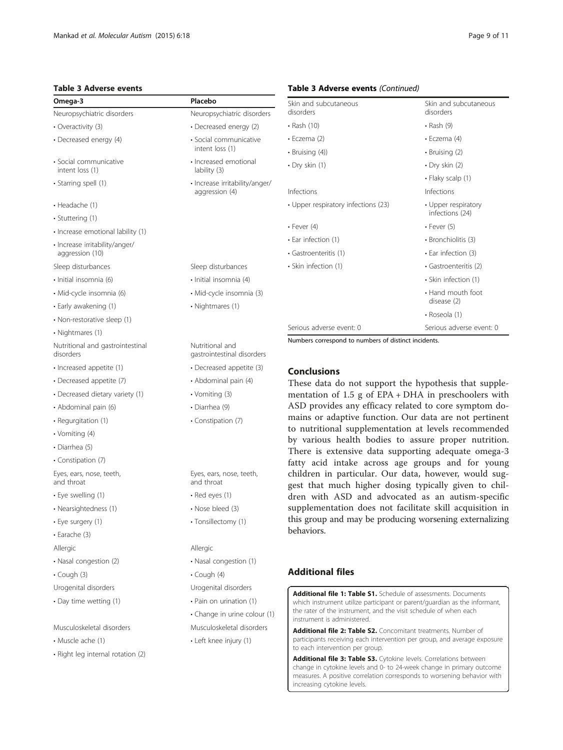**Table 3 Adverse events**

| Omega-3 | Placebo |
|---|---|
| Neuropsychiatric disorders | Neuropsychiatric disorders |
| • Overactivity (3) | • Decreased energy (2) |
| • Decreased energy (4) | • Social communicative intent loss (1) |
| • Social communicative intent loss (1) | • Increased emotional lability (3) |
| • Starring spell (1) | • Increase irritability/anger/aggression (4) |
| • Headache (1) | |
| • Stuttering (1) | |
| • Increase emotional lability (1) | |
| • Increase irritability/anger/aggression (10) | |
| Sleep disturbances | Sleep disturbances |
| • Initial insomnia (6) | • Initial insomnia (4) |
| • Mid-cycle insomnia (6) | • Mid-cycle insomnia (3) |
| • Early awakening (1) | • Nightmares (1) |
| • Non-restorative sleep (1) | |
| • Nightmares (1) | |
| Nutritional and gastrointestinal disorders | Nutritional and gastrointestinal disorders |
| • Increased appetite (1) | • Decreased appetite (3) |
| • Decreased appetite (7) | • Abdominal pain (4) |
| • Decreased dietary variety (1) | • Vomiting (3) |
| • Abdominal pain (6) | • Diarrhea (9) |
| • Regurgitation (1) | • Constipation (7) |
| • Vomiting (4) | |
| • Diarrhea (5) | |
| • Constipation (7) | |
| Eyes, ears, nose, teeth, and throat | Eyes, ears, nose, teeth, and throat |
| • Eye swelling (1) | • Red eyes (1) |
| • Nearsightedness (1) | • Nose bleed (3) |
| • Eye surgery (1) | • Tonsillectomy (1) |
| • Earache (3) | |
| Allergic | Allergic |
| • Nasal congestion (2) | • Nasal congestion (1) |
| • Cough (3) | • Cough (4) |
| Urogenital disorders | Urogenital disorders |
| • Day time wetting (1) | • Pain on urination (1) |
| | • Change in urine colour (1) |
| Musculoskeletal disorders | Musculoskeletal disorders |
| • Muscle ache (1) | • Left knee injury (1) |
| • Right leg internal rotation (2) | |
| Skin and subcutaneous disorders | Skin and subcutaneous disorders |
| • Rash (10) | • Rash (9) |
| • Eczema (2) | • Eczema (4) |
| • Bruising (4)) | • Bruising (2) |
| • Dry skin (1) | • Dry skin (2) |
| | • Flaky scalp (1) |
| Infections | Infections |
| • Upper respiratory infections (23) | • Upper respiratory infections (24) |
| • Fever (4) | • Fever (5) |
| • Ear infection (1) | • Bronchiolitis (3) |
| • Gastroenteritis (1) | • Ear infection (3) |
| • Skin infection (1) | • Gastroenteritis (2) |
| | • Skin infection (1) |
| | • Hand mouth foot disease (2) |
| | • Roseola (1) |
| Serious adverse event: 0 | Serious adverse event: 0 |

Numbers correspond to numbers of distinct incidents.

## Conclusions

These data do not support the hypothesis that supplementation of 1.5 g of EPA + DHA in preschoolers with ASD provides any efficacy related to core symptom domains or adaptive function. Our data are not pertinent to nutritional supplementation at levels recommended by various health bodies to assure proper nutrition. There is extensive data supporting adequate omega-3 fatty acid intake across age groups and for young children in particular. Our data, however, would suggest that much higher dosing typically given to children with ASD and advocated as an autism-specific supplementation does not facilitate skill acquisition in this group and may be producing worsening externalizing behaviors.

## Additional files

**Additional file 1: Table S1.** Schedule of assessments. Documents which instrument utilize participant or parent/guardian as the informant, the rater of the instrument, and the visit schedule of when each instrument is administered.

**Additional file 2: Table S2.** Concomitant treatments. Number of participants receiving each intervention per group, and average exposure to each intervention per group.

**Additional file 3: Table S3.** Cytokine levels. Correlations between change in cytokine levels and 0- to 24-week change in primary outcome measures. A positive correlation corresponds to worsening behavior with increasing cytokine levels.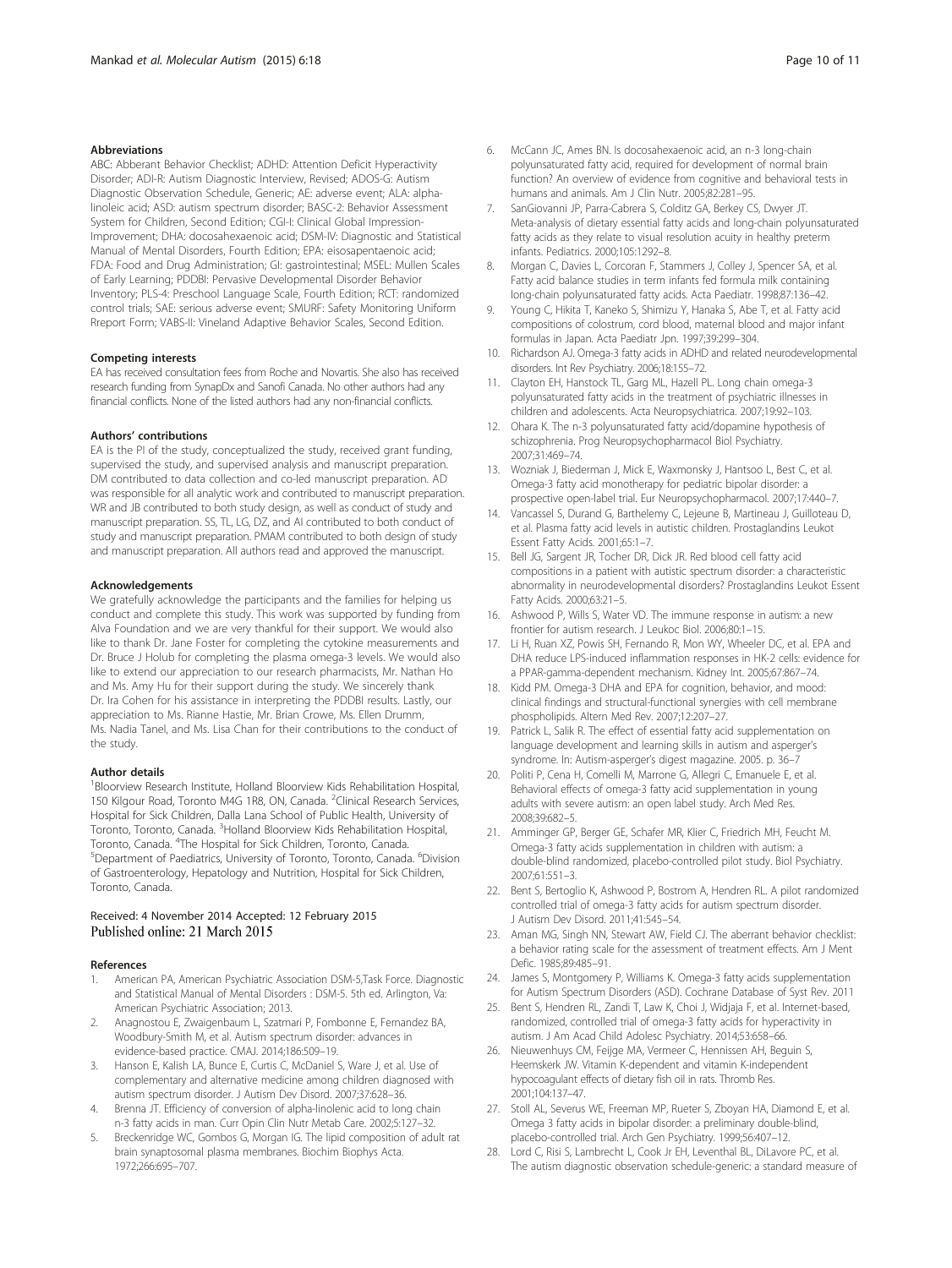### Abbreviations

ABC: Aberrant Behavior Checklist; ADHD: Attention Deficit Hyperactivity Disorder; ADI-R: Autism Diagnostic Interview, Revised; ADOS-G: Autism Diagnostic Observation Schedule, Generic; AE: adverse event; ALA: alpha-linoleic acid; ASD: autism spectrum disorder; BASC-2: Behavior Assessment System for Children, Second Edition; CGI-I: Clinical Global Impression-Improvement; DHA: docosahexaenoic acid; DSM-IV: Diagnostic and Statistical Manual of Mental Disorders, Fourth Edition; EPA: eisosapentaenoic acid; FDA: Food and Drug Administration; GI: gastrointestinal; MSEL: Mullen Scales of Early Learning; PDDBI: Pervasive Developmental Disorder Behavior Inventory; PLS-4: Preschool Language Scale, Fourth Edition; RCT: randomized control trials; SAE: serious adverse event; SMURF: Safety Monitoring Uniform Rreport Form; VABS-II: Vineland Adaptive Behavior Scales, Second Edition.

### Competing interests

EA has received consultation fees from Roche and Novartis. She also has received research funding from SynapDx and Sanofi Canada. No other authors had any financial conflicts. None of the listed authors had any non-financial conflicts.

### Authors' contributions

EA is the PI of the study, conceptualized the study, received grant funding, supervised the study, and supervised analysis and manuscript preparation. DM contributed to data collection and co-led manuscript preparation. AD was responsible for all analytic work and contributed to manuscript preparation. WR and JB contributed to both study design, as well as conduct of study and manuscript preparation. SS, TL, LG, DZ, and AI contributed to both conduct of study and manuscript preparation. PMAM contributed to both design of study and manuscript preparation. All authors read and approved the manuscript.

### Acknowledgements

We gratefully acknowledge the participants and the families for helping us conduct and complete this study. This work was supported by funding from Alva Foundation and we are very thankful for their support. We would also like to thank Dr. Jane Foster for completing the cytokine measurements and Dr. Bruce J Holub for completing the plasma omega-3 levels. We would also like to extend our appreciation to our research pharmacists, Mr. Nathan Ho and Ms. Amy Hu for their support during the study. We sincerely thank Dr. Ira Cohen for his assistance in interpreting the PDDBI results. Lastly, our appreciation to Ms. Rianne Hastie, Mr. Brian Crowe, Ms. Ellen Drumm, Ms. Nadia Tanel, and Ms. Lisa Chan for their contributions to the conduct of the study.

### Author details

[1]Bloorview Research Institute, Holland Bloorview Kids Rehabilitation Hospital, 150 Kilgour Road, Toronto M4G 1R8, ON, Canada. [2]Clinical Research Services, Hospital for Sick Children, Dalla Lana School of Public Health, University of Toronto, Toronto, Canada. [3]Holland Bloorview Kids Rehabilitation Hospital, Toronto, Canada. [4]The Hospital for Sick Children, Toronto, Canada. [5]Department of Paediatrics, University of Toronto, Toronto, Canada. [6]Division of Gastroenterology, Hepatology and Nutrition, Hospital for Sick Children, Toronto, Canada.

Received: 4 November 2014 Accepted: 12 February 2015
Published online: 21 March 2015

### References

1. American PA, American Psychiatric Association DSM-5,Task Force. Diagnostic and Statistical Manual of Mental Disorders : DSM-5. 5th ed. Arlington, Va: American Psychiatric Association; 2013.
2. Anagnostou E, Zwaigenbaum L, Szatmari P, Fombonne E, Fernandez BA, Woodbury-Smith M, et al. Autism spectrum disorder: advances in evidence-based practice. CMAJ. 2014;186:509–19.
3. Hanson E, Kalish LA, Bunce E, Curtis C, McDaniel S, Ware J, et al. Use of complementary and alternative medicine among children diagnosed with autism spectrum disorder. J Autism Dev Disord. 2007;37:628–36.
4. Brenna JT. Efficiency of conversion of alpha-linolenic acid to long chain n-3 fatty acids in man. Curr Opin Clin Nutr Metab Care. 2002;5:127–32.
5. Breckenridge WC, Gombos G, Morgan IG. The lipid composition of adult rat brain synaptosomal plasma membranes. Biochim Biophys Acta. 1972;266:695–707.
6. McCann JC, Ames BN. Is docosahexaenoic acid, an n-3 long-chain polyunsaturated fatty acid, required for development of normal brain function? An overview of evidence from cognitive and behavioral tests in humans and animals. Am J Clin Nutr. 2005;82:281–95.
7. SanGiovanni JP, Parra-Cabrera S, Colditz GA, Berkey CS, Dwyer JT. Meta-analysis of dietary essential fatty acids and long-chain polyunsaturated fatty acids as they relate to visual resolution acuity in healthy preterm infants. Pediatrics. 2000;105:1292–8.
8. Morgan C, Davies L, Corcoran F, Stammers J, Colley J, Spencer SA, et al. Fatty acid balance studies in term infants fed formula milk containing long-chain polyunsaturated fatty acids. Acta Paediatr. 1998;87:136–42.
9. Young C, Hikita T, Kaneko S, Shimizu Y, Hanaka S, Abe T, et al. Fatty acid compositions of colostrum, cord blood, maternal blood and major infant formulas in Japan. Acta Paediatr Jpn. 1997;39:299–304.
10. Richardson AJ. Omega-3 fatty acids in ADHD and related neurodevelopmental disorders. Int Rev Psychiatry. 2006;18:155–72.
11. Clayton EH, Hanstock TL, Garg ML, Hazell PL. Long chain omega-3 polyunsaturated fatty acids in the treatment of psychiatric illnesses in children and adolescents. Acta Neuropsychiatrica. 2007;19:92–103.
12. Ohara K. The n-3 polyunsaturated fatty acid/dopamine hypothesis of schizophrenia. Prog Neuropsychopharmacol Biol Psychiatry. 2007;31:469–74.
13. Wozniak J, Biederman J, Mick E, Waxmonsky J, Hantsoo L, Best C, et al. Omega-3 fatty acid monotherapy for pediatric bipolar disorder: a prospective open-label trial. Eur Neuropsychopharmacol. 2007;17:440–7.
14. Vancassel S, Durand G, Barthelemy C, Lejeune B, Martineau J, Guilloteau D, et al. Plasma fatty acid levels in autistic children. Prostaglandins Leukot Essent Fatty Acids. 2001;65:1–7.
15. Bell JG, Sargent JR, Tocher DR, Dick JR. Red blood cell fatty acid compositions in a patient with autistic spectrum disorder: a characteristic abnormality in neurodevelopmental disorders? Prostaglandins Leukot Essent Fatty Acids. 2000;63:21–5.
16. Ashwood P, Wills S, Water VD. The immune response in autism: a new frontier for autism research. J Leukoc Biol. 2006;80:1–15.
17. Li H, Ruan XZ, Powis SH, Fernando R, Mon WY, Wheeler DC, et al. EPA and DHA reduce LPS-induced inflammation responses in HK-2 cells: evidence for a PPAR-gamma-dependent mechanism. Kidney Int. 2005;67:867–74.
18. Kidd PM. Omega-3 DHA and EPA for cognition, behavior, and mood: clinical findings and structural-functional synergies with cell membrane phospholipids. Altern Med Rev. 2007;12:207–27.
19. Patrick L, Salik R. The effect of essential fatty acid supplementation on language development and learning skills in autism and asperger's syndrome. In: Autism-asperger's digest magazine. 2005. p. 36–7
20. Politi P, Cena H, Comelli M, Marrone G, Allegri C, Emanuele E, et al. Behavioral effects of omega-3 fatty acid supplementation in young adults with severe autism: an open label study. Arch Med Res. 2008;39:682–5.
21. Amminger GP, Berger GE, Schafer MR, Klier C, Friedrich MH, Feucht M. Omega-3 fatty acids supplementation in children with autism: a double-blind randomized, placebo-controlled pilot study. Biol Psychiatry. 2007;61:551–3.
22. Bent S, Bertoglio K, Ashwood P, Bostrom A, Hendren RL. A pilot randomized controlled trial of omega-3 fatty acids for autism spectrum disorder. J Autism Dev Disord. 2011;41:545–54.
23. Aman MG, Singh NN, Stewart AW, Field CJ. The aberrant behavior checklist: a behavior rating scale for the assessment of treatment effects. Am J Ment Defic. 1985;89:485–91.
24. James S, Montgomery P, Williams K. Omega-3 fatty acids supplementation for Autism Spectrum Disorders (ASD). Cochrane Database of Syst Rev. 2011
25. Bent S, Hendren RL, Zandi T, Law K, Choi J, Widjaja F, et al. Internet-based, randomized, controlled trial of omega-3 fatty acids for hyperactivity in autism. J Am Acad Child Adolesc Psychiatry. 2014;53:658–66.
26. Nieuwenhuys CM, Feijge MA, Vermeer C, Hennissen AH, Beguin S, Heemskerk JW. Vitamin K-dependent and vitamin K-independent hypocoagulant effects of dietary fish oil in rats. Thromb Res. 2001;104:137–47.
27. Stoll AL, Severus WE, Freeman MP, Rueter S, Zboyan HA, Diamond E, et al. Omega 3 fatty acids in bipolar disorder: a preliminary double-blind, placebo-controlled trial. Arch Gen Psychiatry. 1999;56:407–12.
28. Lord C, Risi S, Lambrecht L, Cook Jr EH, Leventhal BL, DiLavore PC, et al. The autism diagnostic observation schedule-generic: a standard measure of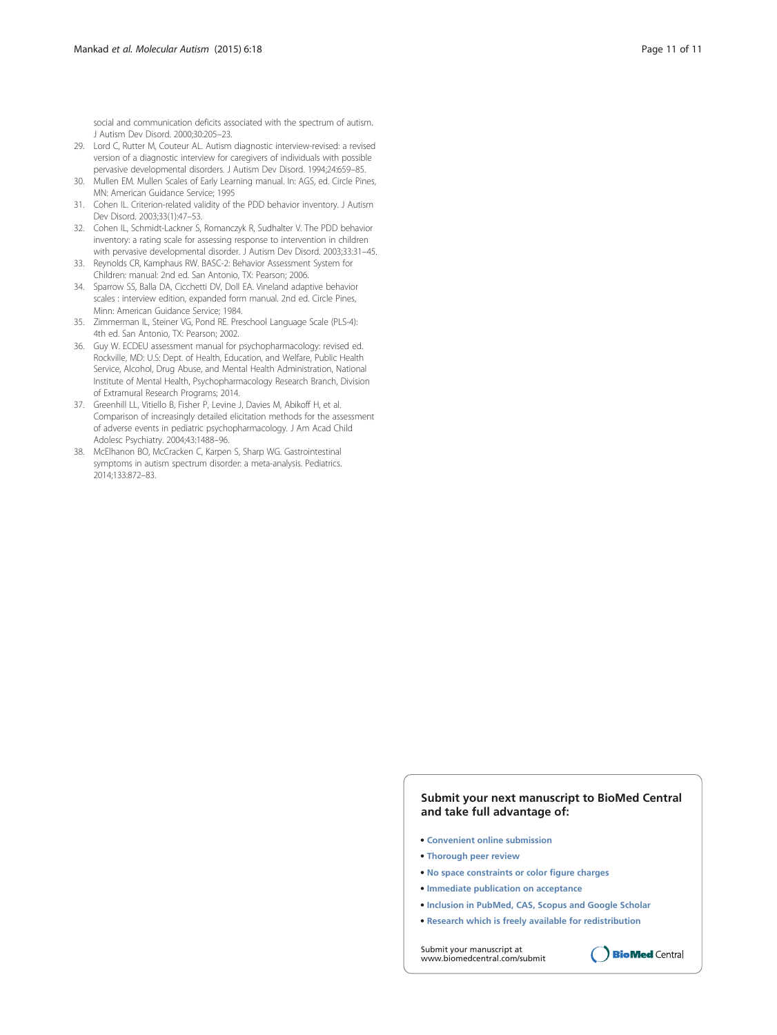social and communication deficits associated with the spectrum of autism. J Autism Dev Disord. 2000;30:205–23.

29. Lord C, Rutter M, Couteur AL. Autism diagnostic interview-revised: a revised version of a diagnostic interview for caregivers of individuals with possible pervasive developmental disorders. J Autism Dev Disord. 1994;24:659–85.
30. Mullen EM. Mullen Scales of Early Learning manual. In: AGS, ed. Circle Pines, MN: American Guidance Service; 1995
31. Cohen IL. Criterion-related validity of the PDD behavior inventory. J Autism Dev Disord. 2003;33(1):47–53.
32. Cohen IL, Schmidt-Lackner S, Romanczyk R, Sudhalter V. The PDD behavior inventory: a rating scale for assessing response to intervention in children with pervasive developmental disorder. J Autism Dev Disord. 2003;33:31–45.
33. Reynolds CR, Kamphaus RW. BASC-2: Behavior Assessment System for Children: manual: 2nd ed. San Antonio, TX: Pearson; 2006.
34. Sparrow SS, Balla DA, Cicchetti DV, Doll EA. Vineland adaptive behavior scales : interview edition, expanded form manual. 2nd ed. Circle Pines, Minn: American Guidance Service; 1984.
35. Zimmerman IL, Steiner VG, Pond RE. Preschool Language Scale (PLS-4): 4th ed. San Antonio, TX: Pearson; 2002.
36. Guy W. ECDEU assessment manual for psychopharmacology: revised ed. Rockville, MD: U.S: Dept. of Health, Education, and Welfare, Public Health Service, Alcohol, Drug Abuse, and Mental Health Administration, National Institute of Mental Health, Psychopharmacology Research Branch, Division of Extramural Research Programs; 2014.
37. Greenhill LL, Vitiello B, Fisher P, Levine J, Davies M, Abikoff H, et al. Comparison of increasingly detailed elicitation methods for the assessment of adverse events in pediatric psychopharmacology. J Am Acad Child Adolesc Psychiatry. 2004;43:1488–96.
38. McElhanon BO, McCracken C, Karpen S, Sharp WG. Gastrointestinal symptoms in autism spectrum disorder: a meta-analysis. Pediatrics. 2014;133:872–83.

**Submit your next manuscript to BioMed Central and take full advantage of:**

- **Convenient online submission**
- **Thorough peer review**
- **No space constraints or color figure charges**
- **Immediate publication on acceptance**
- **Inclusion in PubMed, CAS, Scopus and Google Scholar**
- **Research which is freely available for redistribution**

Submit your manuscript at www.biomedcentral.com/submit

BioMed Central